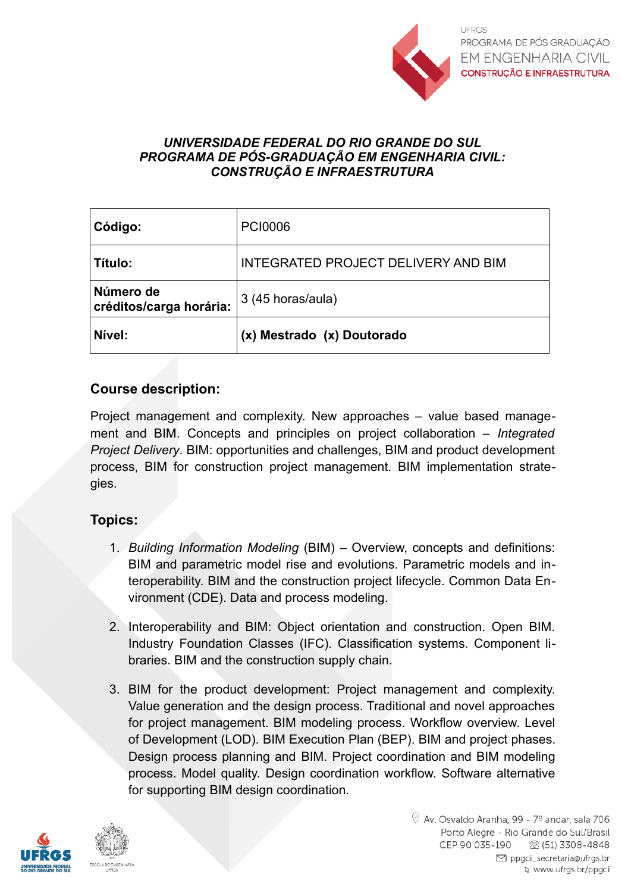***UNIVERSIDADE FEDERAL DO RIO GRANDE DO SUL***
***PROGRAMA DE PÓS-GRADUAÇÃO EM ENGENHARIA CIVIL: CONSTRUÇÃO E INFRAESTRUTURA***

| **Código:** | PCI0006 |
|---|---|
| **Título:** | INTEGRATED PROJECT DELIVERY AND BIM |
| **Número de créditos/carga horária:** | 3 (45 horas/aula) |
| **Nível:** | **(x) Mestrado (x) Doutorado** |

## Course description:

Project management and complexity. New approaches – value based management and BIM. Concepts and principles on project collaboration – *Integrated Project Delivery*. BIM: opportunities and challenges, BIM and product development process, BIM for construction project management. BIM implementation strategies.

## Topics:

1. *Building Information Modeling* (BIM) – Overview, concepts and definitions: BIM and parametric model rise and evolutions. Parametric models and interoperability. BIM and the construction project lifecycle. Common Data Environment (CDE). Data and process modeling.

2. Interoperability and BIM: Object orientation and construction. Open BIM. Industry Foundation Classes (IFC). Classification systems. Component libraries. BIM and the construction supply chain.

3. BIM for the product development: Project management and complexity. Value generation and the design process. Traditional and novel approaches for project management. BIM modeling process. Workflow overview. Level of Development (LOD). BIM Execution Plan (BEP). BIM and project phases. Design process planning and BIM. Project coordination and BIM modeling process. Model quality. Design coordination workflow. Software alternative for supporting BIM design coordination.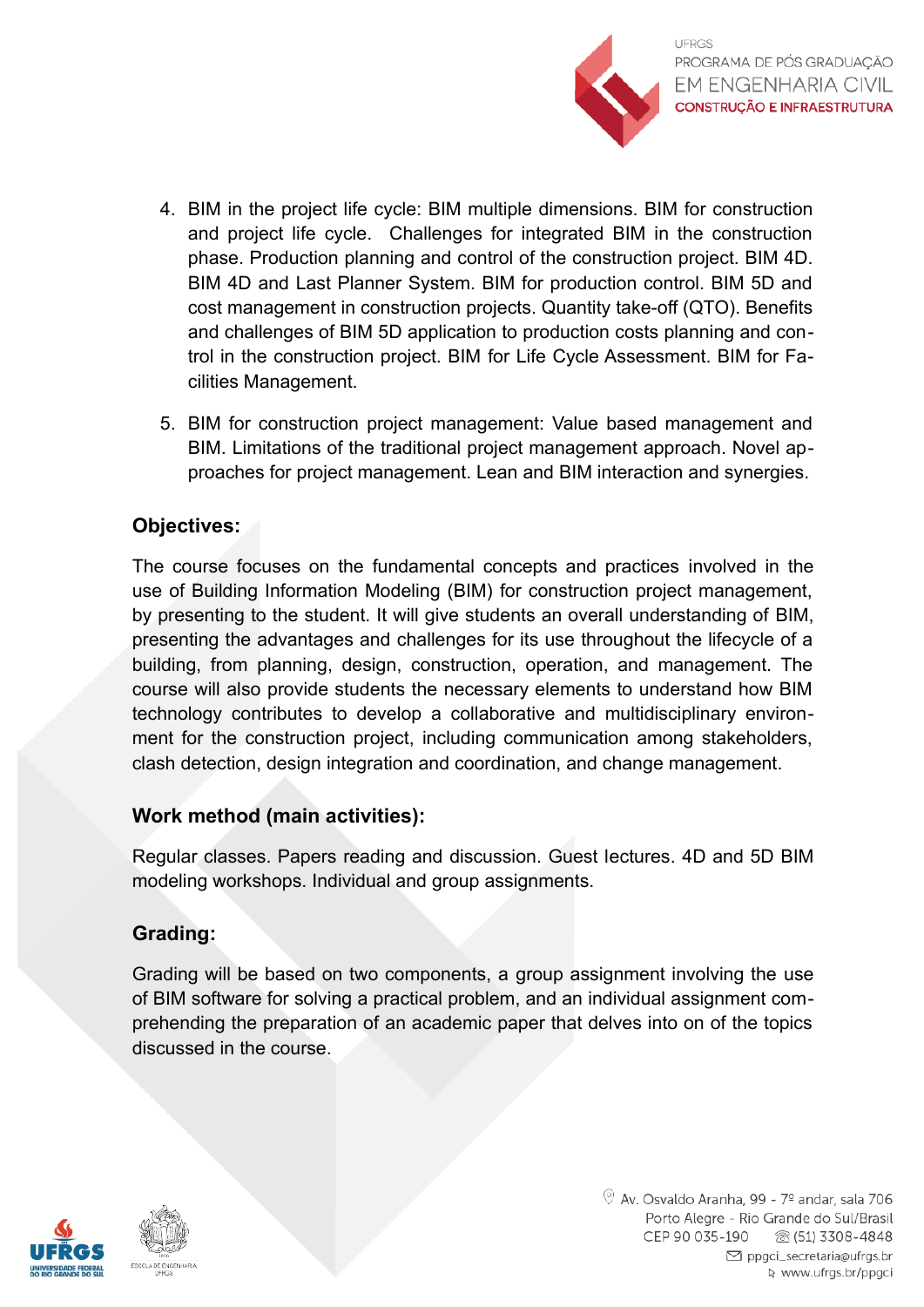4. BIM in the project life cycle: BIM multiple dimensions. BIM for construction and project life cycle. Challenges for integrated BIM in the construction phase. Production planning and control of the construction project. BIM 4D. BIM 4D and Last Planner System. BIM for production control. BIM 5D and cost management in construction projects. Quantity take-off (QTO). Benefits and challenges of BIM 5D application to production costs planning and control in the construction project. BIM for Life Cycle Assessment. BIM for Facilities Management.

5. BIM for construction project management: Value based management and BIM. Limitations of the traditional project management approach. Novel approaches for project management. Lean and BIM interaction and synergies.

**Objectives:**

The course focuses on the fundamental concepts and practices involved in the use of Building Information Modeling (BIM) for construction project management, by presenting to the student. It will give students an overall understanding of BIM, presenting the advantages and challenges for its use throughout the lifecycle of a building, from planning, design, construction, operation, and management. The course will also provide students the necessary elements to understand how BIM technology contributes to develop a collaborative and multidisciplinary environment for the construction project, including communication among stakeholders, clash detection, design integration and coordination, and change management.

**Work method (main activities):**

Regular classes. Papers reading and discussion. Guest lectures. 4D and 5D BIM modeling workshops. Individual and group assignments.

**Grading:**

Grading will be based on two components, a group assignment involving the use of BIM software for solving a practical problem, and an individual assignment comprehending the preparation of an academic paper that delves into on of the topics discussed in the course.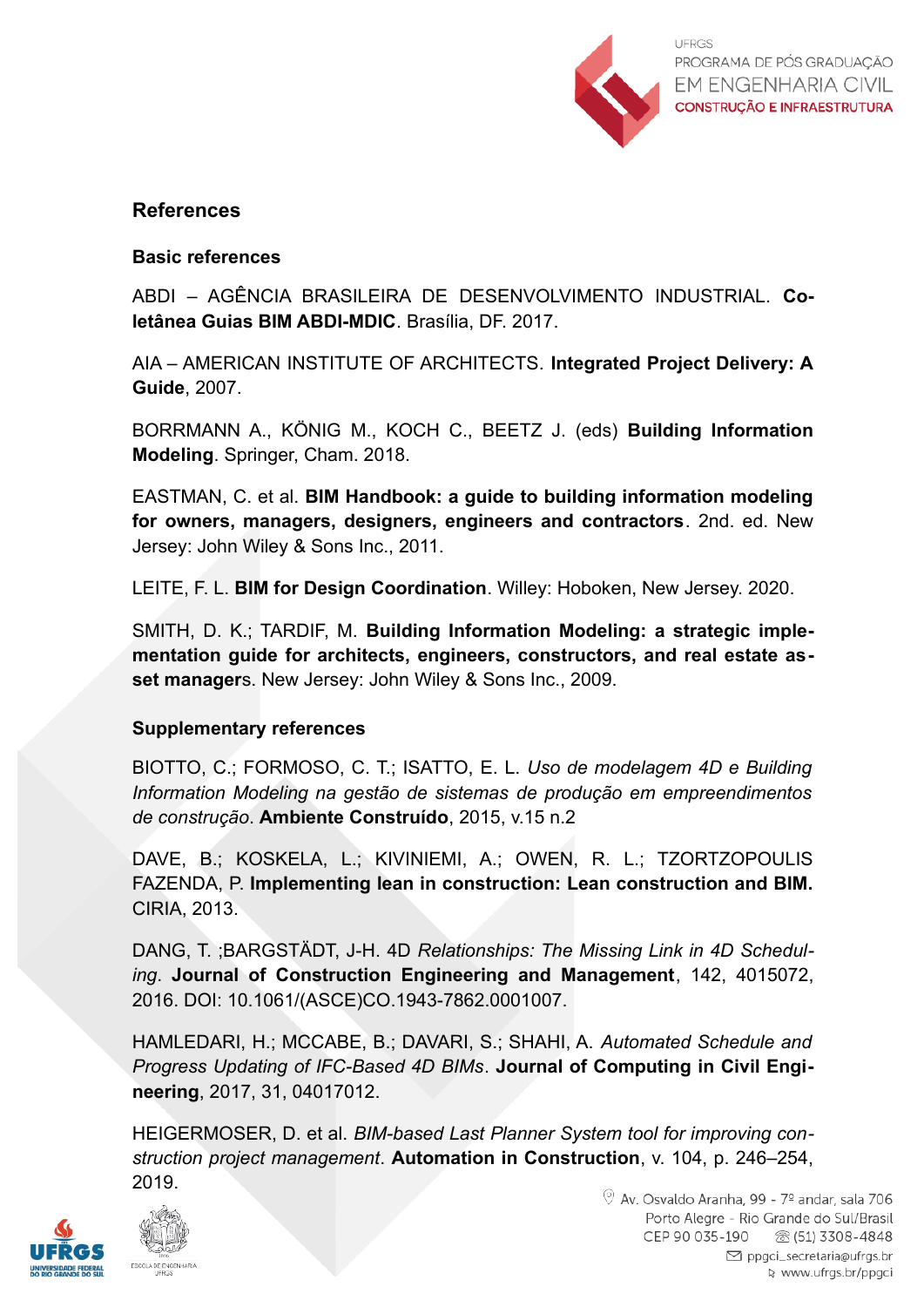## References

### Basic references

ABDI – AGÊNCIA BRASILEIRA DE DESENVOLVIMENTO INDUSTRIAL. **Coletânea Guias BIM ABDI-MDIC**. Brasília, DF. 2017.

AIA – AMERICAN INSTITUTE OF ARCHITECTS. **Integrated Project Delivery: A Guide**, 2007.

BORRMANN A., KÖNIG M., KOCH C., BEETZ J. (eds) **Building Information Modeling**. Springer, Cham. 2018.

EASTMAN, C. et al. **BIM Handbook: a guide to building information modeling for owners, managers, designers, engineers and contractors**. 2nd. ed. New Jersey: John Wiley & Sons Inc., 2011.

LEITE, F. L. **BIM for Design Coordination**. Willey: Hoboken, New Jersey. 2020.

SMITH, D. K.; TARDIF, M. **Building Information Modeling: a strategic implementation guide for architects, engineers, constructors, and real estate asset manager**s. New Jersey: John Wiley & Sons Inc., 2009.

### Supplementary references

BIOTTO, C.; FORMOSO, C. T.; ISATTO, E. L. *Uso de modelagem 4D e Building Information Modeling na gestão de sistemas de produção em empreendimentos de construção*. **Ambiente Construído**, 2015, v.15 n.2

DAVE, B.; KOSKELA, L.; KIVINIEMI, A.; OWEN, R. L.; TZORTZOPOULIS FAZENDA, P. **Implementing lean in construction: Lean construction and BIM.** CIRIA, 2013.

DANG, T. ;BARGSTÄDT, J-H. 4D *Relationships: The Missing Link in 4D Scheduling*. **Journal of Construction Engineering and Management**, 142, 4015072, 2016. DOI: 10.1061/(ASCE)CO.1943-7862.0001007.

HAMLEDARI, H.; MCCABE, B.; DAVARI, S.; SHAHI, A. *Automated Schedule and Progress Updating of IFC-Based 4D BIMs*. **Journal of Computing in Civil Engineering**, 2017, 31, 04017012.

HEIGERMOSER, D. et al. *BIM-based Last Planner System tool for improving construction project management*. **Automation in Construction**, v. 104, p. 246–254, 2019.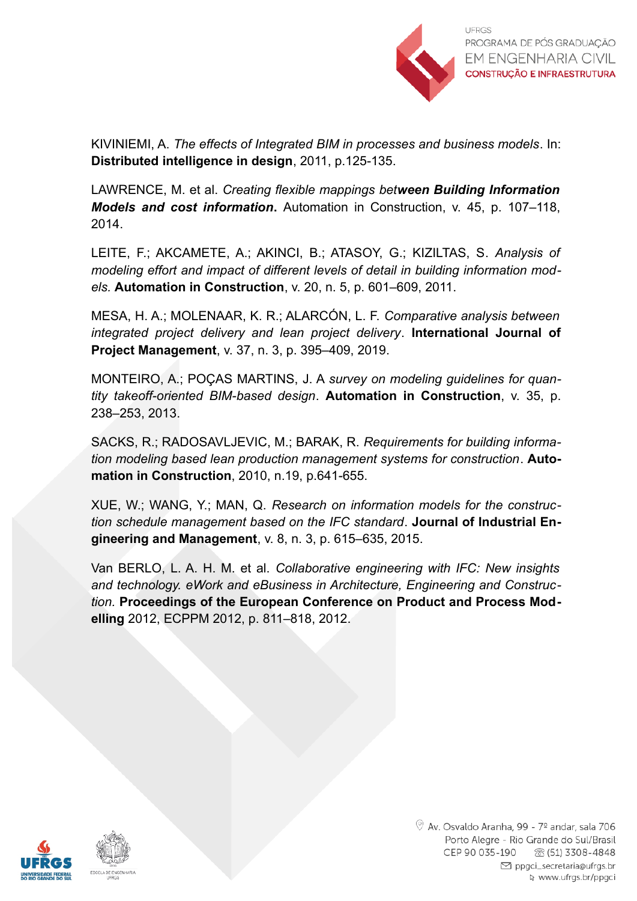KIVINIEMI, A. *The effects of Integrated BIM in processes and business models*. In: **Distributed intelligence in design**, 2011, p.125-135.

LAWRENCE, M. et al. *Creating flexible mappings bet**ween Building Information Models and cost information***. Automation in Construction, v. 45, p. 107–118, 2014.

LEITE, F.; AKCAMETE, A.; AKINCI, B.; ATASOY, G.; KIZILTAS, S. *Analysis of modeling effort and impact of different levels of detail in building information models.* **Automation in Construction**, v. 20, n. 5, p. 601–609, 2011.

MESA, H. A.; MOLENAAR, K. R.; ALARCÓN, L. F. *Comparative analysis between integrated project delivery and lean project delivery*. **International Journal of Project Management**, v. 37, n. 3, p. 395–409, 2019.

MONTEIRO, A.; POÇAS MARTINS, J. A *survey on modeling guidelines for quantity takeoff-oriented BIM-based design*. **Automation in Construction**, v. 35, p. 238–253, 2013.

SACKS, R.; RADOSAVLJEVIC, M.; BARAK, R. *Requirements for building information modeling based lean production management systems for construction*. **Automation in Construction**, 2010, n.19, p.641-655.

XUE, W.; WANG, Y.; MAN, Q. *Research on information models for the construction schedule management based on the IFC standard*. **Journal of Industrial Engineering and Management**, v. 8, n. 3, p. 615–635, 2015.

Van BERLO, L. A. H. M. et al. *Collaborative engineering with IFC: New insights and technology. eWork and eBusiness in Architecture, Engineering and Construction.* **Proceedings of the European Conference on Product and Process Modelling** 2012, ECPPM 2012, p. 811–818, 2012.